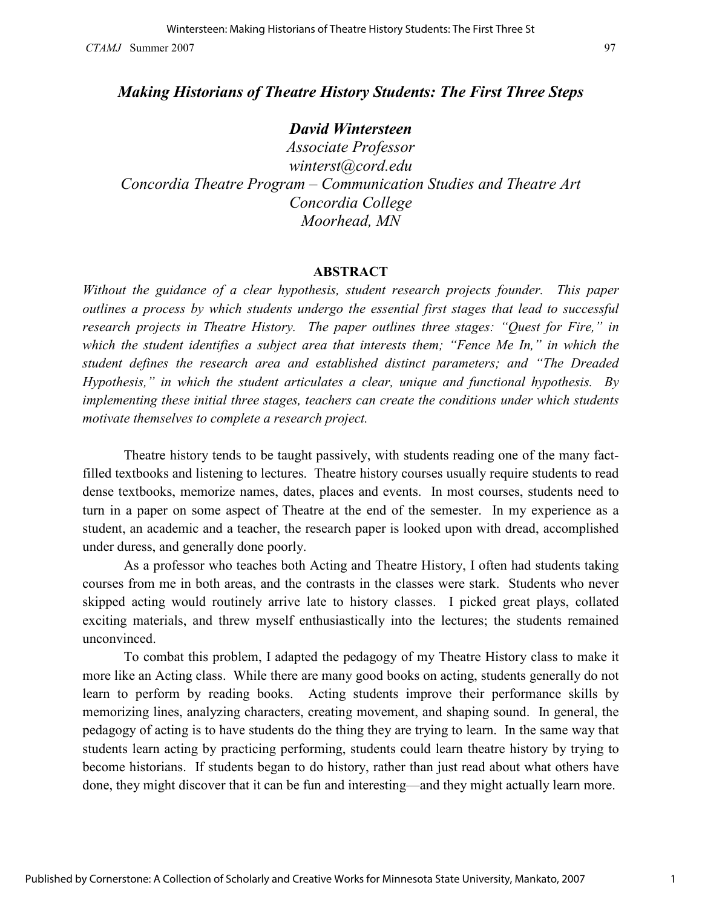# *Making Historians of Theatre History Students: The First Three Steps*

***David Wintersteen***
*Associate Professor*
*winterst@cord.edu*
*Concordia Theatre Program – Communication Studies and Theatre Art*
*Concordia College*
*Moorhead, MN*

## ABSTRACT

*Without the guidance of a clear hypothesis, student research projects founder. This paper outlines a process by which students undergo the essential first stages that lead to successful research projects in Theatre History. The paper outlines three stages: "Quest for Fire," in which the student identifies a subject area that interests them; "Fence Me In," in which the student defines the research area and established distinct parameters; and "The Dreaded Hypothesis," in which the student articulates a clear, unique and functional hypothesis. By implementing these initial three stages, teachers can create the conditions under which students motivate themselves to complete a research project.*

Theatre history tends to be taught passively, with students reading one of the many fact-filled textbooks and listening to lectures. Theatre history courses usually require students to read dense textbooks, memorize names, dates, places and events. In most courses, students need to turn in a paper on some aspect of Theatre at the end of the semester. In my experience as a student, an academic and a teacher, the research paper is looked upon with dread, accomplished under duress, and generally done poorly.

As a professor who teaches both Acting and Theatre History, I often had students taking courses from me in both areas, and the contrasts in the classes were stark. Students who never skipped acting would routinely arrive late to history classes. I picked great plays, collated exciting materials, and threw myself enthusiastically into the lectures; the students remained unconvinced.

To combat this problem, I adapted the pedagogy of my Theatre History class to make it more like an Acting class. While there are many good books on acting, students generally do not learn to perform by reading books. Acting students improve their performance skills by memorizing lines, analyzing characters, creating movement, and shaping sound. In general, the pedagogy of acting is to have students do the thing they are trying to learn. In the same way that students learn acting by practicing performing, students could learn theatre history by trying to become historians. If students began to do history, rather than just read about what others have done, they might discover that it can be fun and interesting—and they might actually learn more.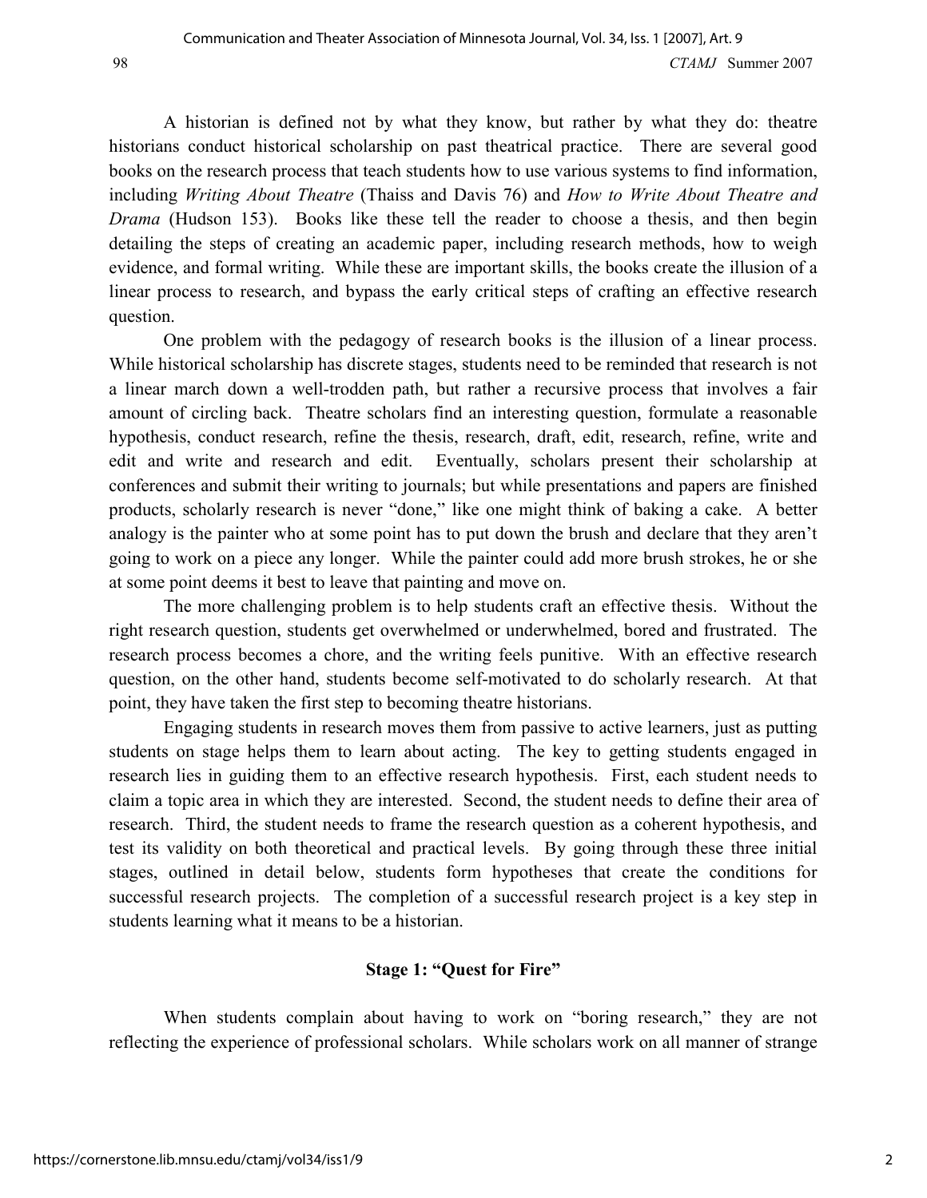A historian is defined not by what they know, but rather by what they do: theatre historians conduct historical scholarship on past theatrical practice. There are several good books on the research process that teach students how to use various systems to find information, including *Writing About Theatre* (Thaiss and Davis 76) and *How to Write About Theatre and Drama* (Hudson 153). Books like these tell the reader to choose a thesis, and then begin detailing the steps of creating an academic paper, including research methods, how to weigh evidence, and formal writing. While these are important skills, the books create the illusion of a linear process to research, and bypass the early critical steps of crafting an effective research question.

One problem with the pedagogy of research books is the illusion of a linear process. While historical scholarship has discrete stages, students need to be reminded that research is not a linear march down a well-trodden path, but rather a recursive process that involves a fair amount of circling back. Theatre scholars find an interesting question, formulate a reasonable hypothesis, conduct research, refine the thesis, research, draft, edit, research, refine, write and edit and write and research and edit. Eventually, scholars present their scholarship at conferences and submit their writing to journals; but while presentations and papers are finished products, scholarly research is never "done," like one might think of baking a cake. A better analogy is the painter who at some point has to put down the brush and declare that they aren't going to work on a piece any longer. While the painter could add more brush strokes, he or she at some point deems it best to leave that painting and move on.

The more challenging problem is to help students craft an effective thesis. Without the right research question, students get overwhelmed or underwhelmed, bored and frustrated. The research process becomes a chore, and the writing feels punitive. With an effective research question, on the other hand, students become self-motivated to do scholarly research. At that point, they have taken the first step to becoming theatre historians.

Engaging students in research moves them from passive to active learners, just as putting students on stage helps them to learn about acting. The key to getting students engaged in research lies in guiding them to an effective research hypothesis. First, each student needs to claim a topic area in which they are interested. Second, the student needs to define their area of research. Third, the student needs to frame the research question as a coherent hypothesis, and test its validity on both theoretical and practical levels. By going through these three initial stages, outlined in detail below, students form hypotheses that create the conditions for successful research projects. The completion of a successful research project is a key step in students learning what it means to be a historian.

### Stage 1: "Quest for Fire"

When students complain about having to work on "boring research," they are not reflecting the experience of professional scholars. While scholars work on all manner of strange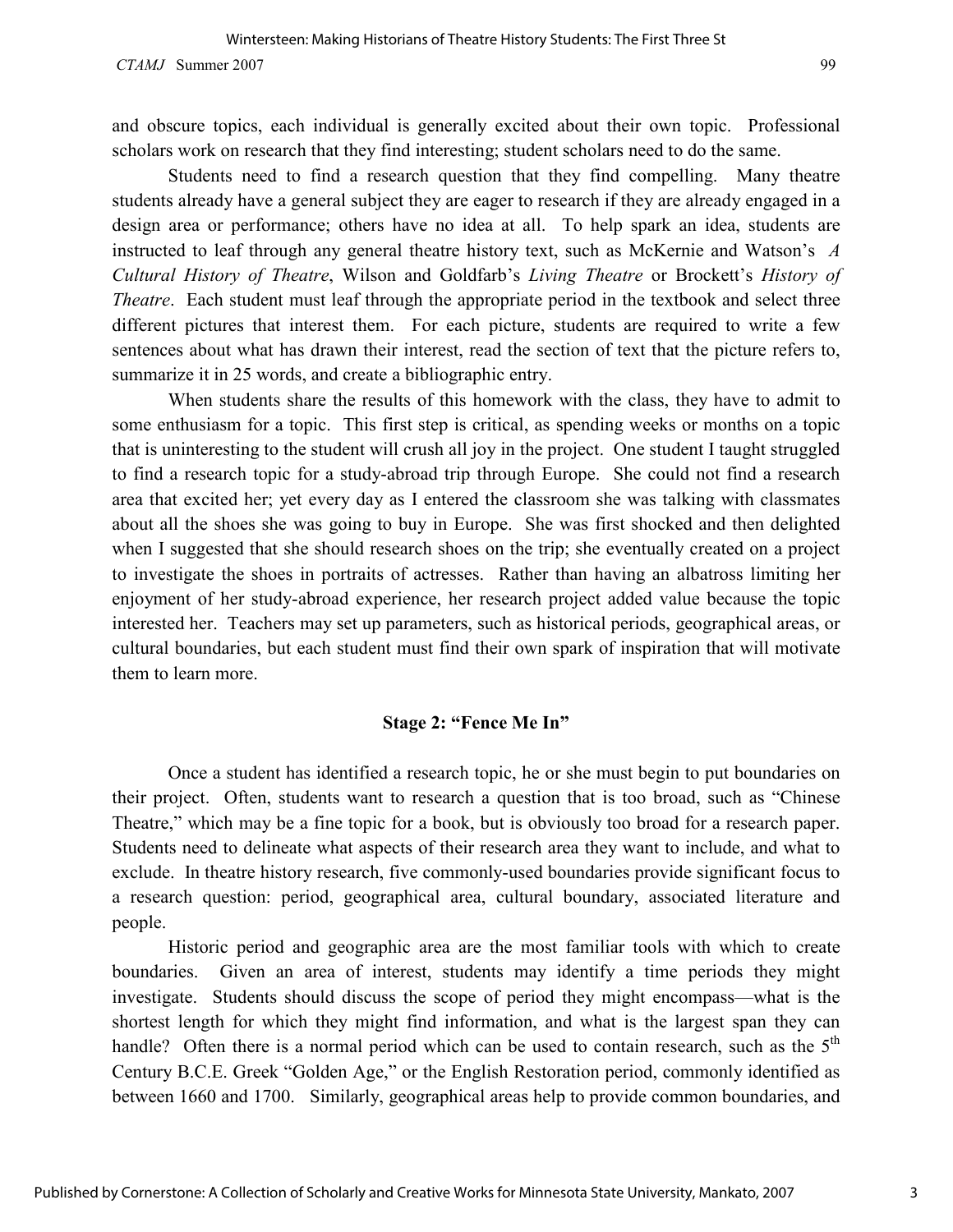and obscure topics, each individual is generally excited about their own topic. Professional scholars work on research that they find interesting; student scholars need to do the same.

Students need to find a research question that they find compelling. Many theatre students already have a general subject they are eager to research if they are already engaged in a design area or performance; others have no idea at all. To help spark an idea, students are instructed to leaf through any general theatre history text, such as McKernie and Watson's *A Cultural History of Theatre*, Wilson and Goldfarb's *Living Theatre* or Brockett's *History of Theatre*. Each student must leaf through the appropriate period in the textbook and select three different pictures that interest them. For each picture, students are required to write a few sentences about what has drawn their interest, read the section of text that the picture refers to, summarize it in 25 words, and create a bibliographic entry.

When students share the results of this homework with the class, they have to admit to some enthusiasm for a topic. This first step is critical, as spending weeks or months on a topic that is uninteresting to the student will crush all joy in the project. One student I taught struggled to find a research topic for a study-abroad trip through Europe. She could not find a research area that excited her; yet every day as I entered the classroom she was talking with classmates about all the shoes she was going to buy in Europe. She was first shocked and then delighted when I suggested that she should research shoes on the trip; she eventually created on a project to investigate the shoes in portraits of actresses. Rather than having an albatross limiting her enjoyment of her study-abroad experience, her research project added value because the topic interested her. Teachers may set up parameters, such as historical periods, geographical areas, or cultural boundaries, but each student must find their own spark of inspiration that will motivate them to learn more.

### Stage 2: "Fence Me In"

Once a student has identified a research topic, he or she must begin to put boundaries on their project. Often, students want to research a question that is too broad, such as "Chinese Theatre," which may be a fine topic for a book, but is obviously too broad for a research paper. Students need to delineate what aspects of their research area they want to include, and what to exclude. In theatre history research, five commonly-used boundaries provide significant focus to a research question: period, geographical area, cultural boundary, associated literature and people.

Historic period and geographic area are the most familiar tools with which to create boundaries. Given an area of interest, students may identify a time periods they might investigate. Students should discuss the scope of period they might encompass—what is the shortest length for which they might find information, and what is the largest span they can handle? Often there is a normal period which can be used to contain research, such as the 5th Century B.C.E. Greek "Golden Age," or the English Restoration period, commonly identified as between 1660 and 1700. Similarly, geographical areas help to provide common boundaries, and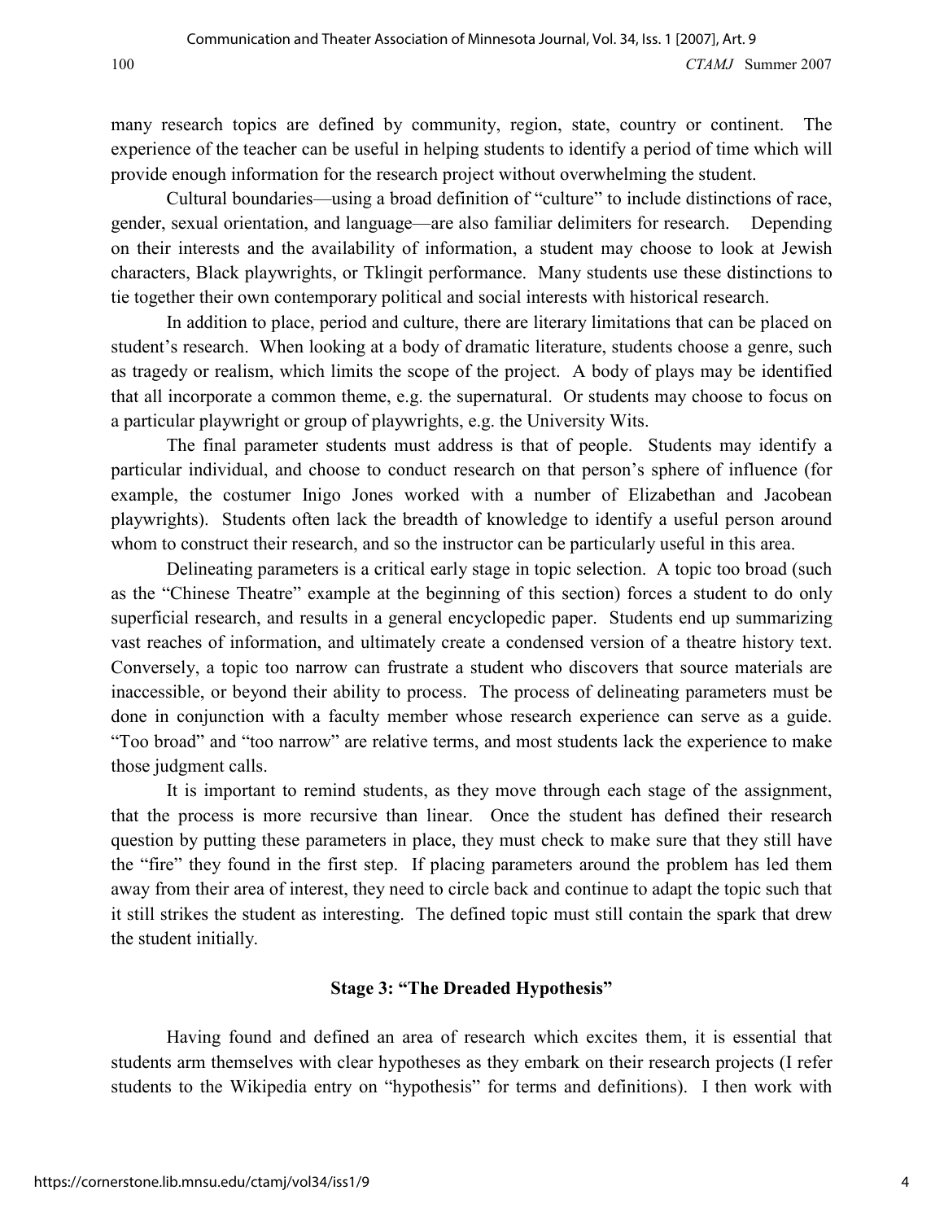many research topics are defined by community, region, state, country or continent. The experience of the teacher can be useful in helping students to identify a period of time which will provide enough information for the research project without overwhelming the student.

Cultural boundaries—using a broad definition of "culture" to include distinctions of race, gender, sexual orientation, and language—are also familiar delimiters for research. Depending on their interests and the availability of information, a student may choose to look at Jewish characters, Black playwrights, or Tklingit performance. Many students use these distinctions to tie together their own contemporary political and social interests with historical research.

In addition to place, period and culture, there are literary limitations that can be placed on student's research. When looking at a body of dramatic literature, students choose a genre, such as tragedy or realism, which limits the scope of the project. A body of plays may be identified that all incorporate a common theme, e.g. the supernatural. Or students may choose to focus on a particular playwright or group of playwrights, e.g. the University Wits.

The final parameter students must address is that of people. Students may identify a particular individual, and choose to conduct research on that person's sphere of influence (for example, the costumer Inigo Jones worked with a number of Elizabethan and Jacobean playwrights). Students often lack the breadth of knowledge to identify a useful person around whom to construct their research, and so the instructor can be particularly useful in this area.

Delineating parameters is a critical early stage in topic selection. A topic too broad (such as the "Chinese Theatre" example at the beginning of this section) forces a student to do only superficial research, and results in a general encyclopedic paper. Students end up summarizing vast reaches of information, and ultimately create a condensed version of a theatre history text. Conversely, a topic too narrow can frustrate a student who discovers that source materials are inaccessible, or beyond their ability to process. The process of delineating parameters must be done in conjunction with a faculty member whose research experience can serve as a guide. "Too broad" and "too narrow" are relative terms, and most students lack the experience to make those judgment calls.

It is important to remind students, as they move through each stage of the assignment, that the process is more recursive than linear. Once the student has defined their research question by putting these parameters in place, they must check to make sure that they still have the "fire" they found in the first step. If placing parameters around the problem has led them away from their area of interest, they need to circle back and continue to adapt the topic such that it still strikes the student as interesting. The defined topic must still contain the spark that drew the student initially.

### Stage 3: "The Dreaded Hypothesis"

Having found and defined an area of research which excites them, it is essential that students arm themselves with clear hypotheses as they embark on their research projects (I refer students to the Wikipedia entry on "hypothesis" for terms and definitions). I then work with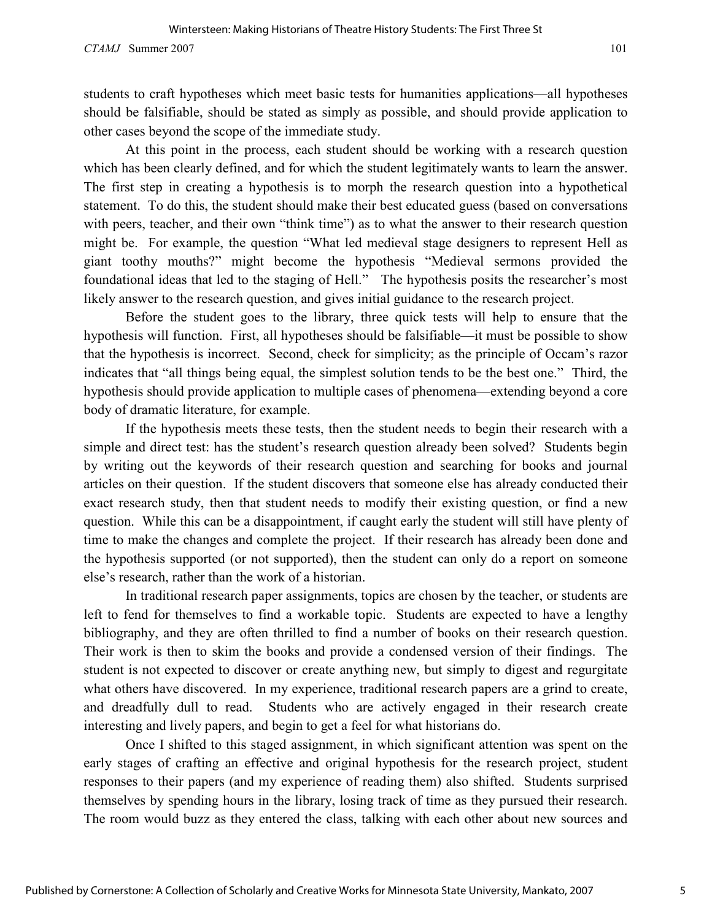students to craft hypotheses which meet basic tests for humanities applications—all hypotheses should be falsifiable, should be stated as simply as possible, and should provide application to other cases beyond the scope of the immediate study.

At this point in the process, each student should be working with a research question which has been clearly defined, and for which the student legitimately wants to learn the answer. The first step in creating a hypothesis is to morph the research question into a hypothetical statement. To do this, the student should make their best educated guess (based on conversations with peers, teacher, and their own "think time") as to what the answer to their research question might be. For example, the question "What led medieval stage designers to represent Hell as giant toothy mouths?" might become the hypothesis "Medieval sermons provided the foundational ideas that led to the staging of Hell." The hypothesis posits the researcher's most likely answer to the research question, and gives initial guidance to the research project.

Before the student goes to the library, three quick tests will help to ensure that the hypothesis will function. First, all hypotheses should be falsifiable—it must be possible to show that the hypothesis is incorrect. Second, check for simplicity; as the principle of Occam's razor indicates that "all things being equal, the simplest solution tends to be the best one." Third, the hypothesis should provide application to multiple cases of phenomena—extending beyond a core body of dramatic literature, for example.

If the hypothesis meets these tests, then the student needs to begin their research with a simple and direct test: has the student's research question already been solved? Students begin by writing out the keywords of their research question and searching for books and journal articles on their question. If the student discovers that someone else has already conducted their exact research study, then that student needs to modify their existing question, or find a new question. While this can be a disappointment, if caught early the student will still have plenty of time to make the changes and complete the project. If their research has already been done and the hypothesis supported (or not supported), then the student can only do a report on someone else's research, rather than the work of a historian.

In traditional research paper assignments, topics are chosen by the teacher, or students are left to fend for themselves to find a workable topic. Students are expected to have a lengthy bibliography, and they are often thrilled to find a number of books on their research question. Their work is then to skim the books and provide a condensed version of their findings. The student is not expected to discover or create anything new, but simply to digest and regurgitate what others have discovered. In my experience, traditional research papers are a grind to create, and dreadfully dull to read. Students who are actively engaged in their research create interesting and lively papers, and begin to get a feel for what historians do.

Once I shifted to this staged assignment, in which significant attention was spent on the early stages of crafting an effective and original hypothesis for the research project, student responses to their papers (and my experience of reading them) also shifted. Students surprised themselves by spending hours in the library, losing track of time as they pursued their research. The room would buzz as they entered the class, talking with each other about new sources and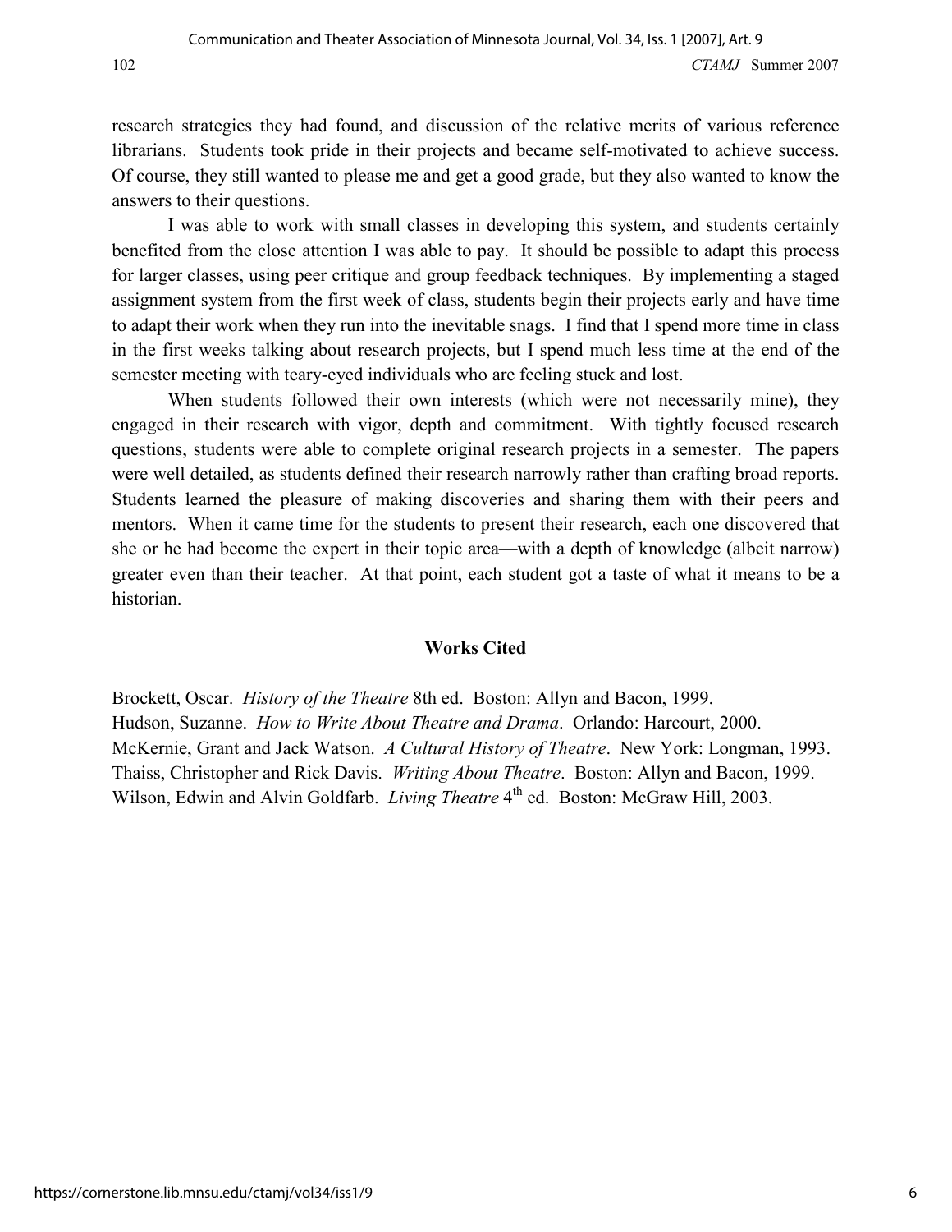research strategies they had found, and discussion of the relative merits of various reference librarians. Students took pride in their projects and became self-motivated to achieve success. Of course, they still wanted to please me and get a good grade, but they also wanted to know the answers to their questions.

I was able to work with small classes in developing this system, and students certainly benefited from the close attention I was able to pay. It should be possible to adapt this process for larger classes, using peer critique and group feedback techniques. By implementing a staged assignment system from the first week of class, students begin their projects early and have time to adapt their work when they run into the inevitable snags. I find that I spend more time in class in the first weeks talking about research projects, but I spend much less time at the end of the semester meeting with teary-eyed individuals who are feeling stuck and lost.

When students followed their own interests (which were not necessarily mine), they engaged in their research with vigor, depth and commitment. With tightly focused research questions, students were able to complete original research projects in a semester. The papers were well detailed, as students defined their research narrowly rather than crafting broad reports. Students learned the pleasure of making discoveries and sharing them with their peers and mentors. When it came time for the students to present their research, each one discovered that she or he had become the expert in their topic area—with a depth of knowledge (albeit narrow) greater even than their teacher. At that point, each student got a taste of what it means to be a historian.

## Works Cited

Brockett, Oscar. *History of the Theatre* 8th ed. Boston: Allyn and Bacon, 1999.
Hudson, Suzanne. *How to Write About Theatre and Drama*. Orlando: Harcourt, 2000.
McKernie, Grant and Jack Watson. *A Cultural History of Theatre*. New York: Longman, 1993.
Thaiss, Christopher and Rick Davis. *Writing About Theatre*. Boston: Allyn and Bacon, 1999.
Wilson, Edwin and Alvin Goldfarb. *Living Theatre* 4th ed. Boston: McGraw Hill, 2003.